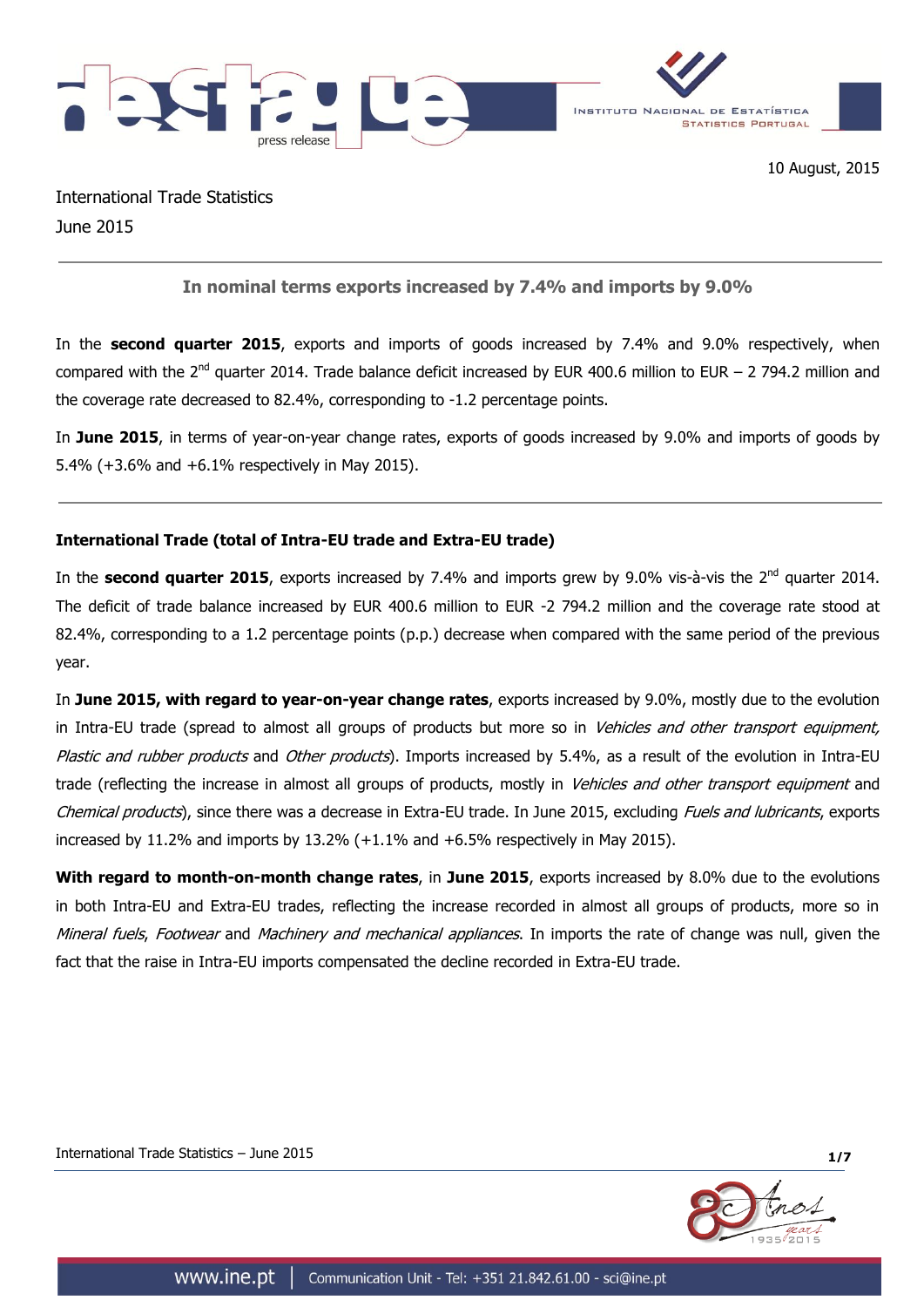10 August, 2015

International Trade Statistics

June 2015

## In nominal terms exports increased by 7.4% and imports by 9.0%

In the **second quarter 2015**, exports and imports of goods increased by 7.4% and 9.0% respectively, when compared with the 2nd quarter 2014. Trade balance deficit increased by EUR 400.6 million to EUR – 2 794.2 million and the coverage rate decreased to 82.4%, corresponding to -1.2 percentage points.

In **June 2015**, in terms of year-on-year change rates, exports of goods increased by 9.0% and imports of goods by 5.4% (+3.6% and +6.1% respectively in May 2015).

### International Trade (total of Intra-EU trade and Extra-EU trade)

In the **second quarter 2015**, exports increased by 7.4% and imports grew by 9.0% vis-à-vis the 2nd quarter 2014. The deficit of trade balance increased by EUR 400.6 million to EUR -2 794.2 million and the coverage rate stood at 82.4%, corresponding to a 1.2 percentage points (p.p.) decrease when compared with the same period of the previous year.

In **June 2015, with regard to year-on-year change rates**, exports increased by 9.0%, mostly due to the evolution in Intra-EU trade (spread to almost all groups of products but more so in *Vehicles and other transport equipment, Plastic and rubber products* and *Other products*). Imports increased by 5.4%, as a result of the evolution in Intra-EU trade (reflecting the increase in almost all groups of products, mostly in *Vehicles and other transport equipment* and *Chemical products*), since there was a decrease in Extra-EU trade. In June 2015, excluding *Fuels and lubricants*, exports increased by 11.2% and imports by 13.2% (+1.1% and +6.5% respectively in May 2015).

**With regard to month-on-month change rates**, in **June 2015**, exports increased by 8.0% due to the evolutions in both Intra-EU and Extra-EU trades, reflecting the increase recorded in almost all groups of products, more so in *Mineral fuels*, *Footwear* and *Machinery and mechanical appliances*. In imports the rate of change was null, given the fact that the raise in Intra-EU imports compensated the decline recorded in Extra-EU trade.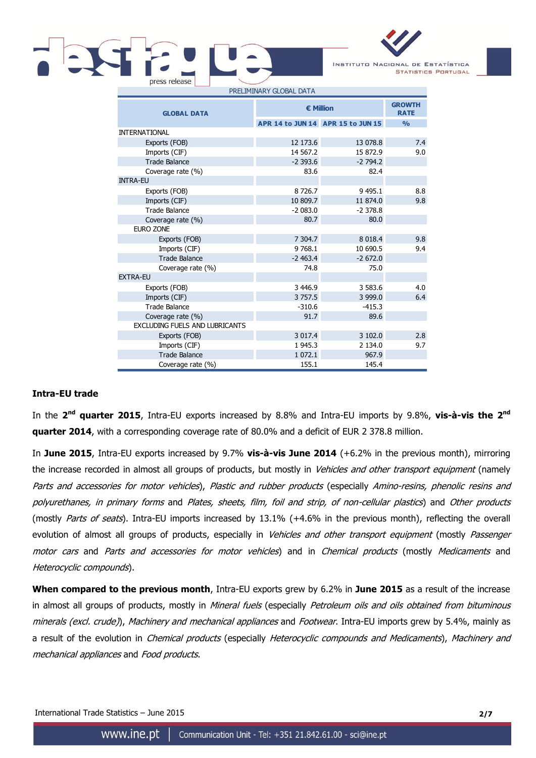PRELIMINARY GLOBAL DATA

| GLOBAL DATA | € Million | | GROWTH RATE |
|---|---|---|---|
| | APR 14 to JUN 14 | APR 15 to JUN 15 | % |
| INTERNATIONAL | | | |
| Exports (FOB) | 12 173.6 | 13 078.8 | 7.4 |
| Imports (CIF) | 14 567.2 | 15 872.9 | 9.0 |
| Trade Balance | -2 393.6 | -2 794.2 | |
| Coverage rate (%) | 83.6 | 82.4 | |
| INTRA-EU | | | |
| Exports (FOB) | 8 726.7 | 9 495.1 | 8.8 |
| Imports (CIF) | 10 809.7 | 11 874.0 | 9.8 |
| Trade Balance | -2 083.0 | -2 378.8 | |
| Coverage rate (%) | 80.7 | 80.0 | |
| EURO ZONE | | | |
| Exports (FOB) | 7 304.7 | 8 018.4 | 9.8 |
| Imports (CIF) | 9 768.1 | 10 690.5 | 9.4 |
| Trade Balance | -2 463.4 | -2 672.0 | |
| Coverage rate (%) | 74.8 | 75.0 | |
| EXTRA-EU | | | |
| Exports (FOB) | 3 446.9 | 3 583.6 | 4.0 |
| Imports (CIF) | 3 757.5 | 3 999.0 | 6.4 |
| Trade Balance | -310.6 | -415.3 | |
| Coverage rate (%) | 91.7 | 89.6 | |
| EXCLUDING FUELS AND LUBRICANTS | | | |
| Exports (FOB) | 3 017.4 | 3 102.0 | 2.8 |
| Imports (CIF) | 1 945.3 | 2 134.0 | 9.7 |
| Trade Balance | 1 072.1 | 967.9 | |
| Coverage rate (%) | 155.1 | 145.4 | |

### Intra-EU trade

In the **2nd quarter 2015**, Intra-EU exports increased by 8.8% and Intra-EU imports by 9.8%, **vis-à-vis the 2nd quarter 2014**, with a corresponding coverage rate of 80.0% and a deficit of EUR 2 378.8 million.

In **June 2015**, Intra-EU exports increased by 9.7% **vis-à-vis June 2014** (+6.2% in the previous month), mirroring the increase recorded in almost all groups of products, but mostly in *Vehicles and other transport equipment* (namely *Parts and accessories for motor vehicles*), *Plastic and rubber products* (especially *Amino-resins, phenolic resins and polyurethanes, in primary forms* and *Plates, sheets, film, foil and strip, of non-cellular plastics*) and *Other products* (mostly *Parts of seats*). Intra-EU imports increased by 13.1% (+4.6% in the previous month), reflecting the overall evolution of almost all groups of products, especially in *Vehicles and other transport equipment* (mostly *Passenger motor cars* and *Parts and accessories for motor vehicles*) and in *Chemical products* (mostly *Medicaments* and *Heterocyclic compounds*).

**When compared to the previous month**, Intra-EU exports grew by 6.2% in **June 2015** as a result of the increase in almost all groups of products, mostly in *Mineral fuels* (especially *Petroleum oils and oils obtained from bituminous minerals (excl. crude)*), *Machinery and mechanical appliances* and *Footwear*. Intra-EU imports grew by 5.4%, mainly as a result of the evolution in *Chemical products* (especially *Heterocyclic compounds and Medicaments*), *Machinery and mechanical appliances* and *Food products*.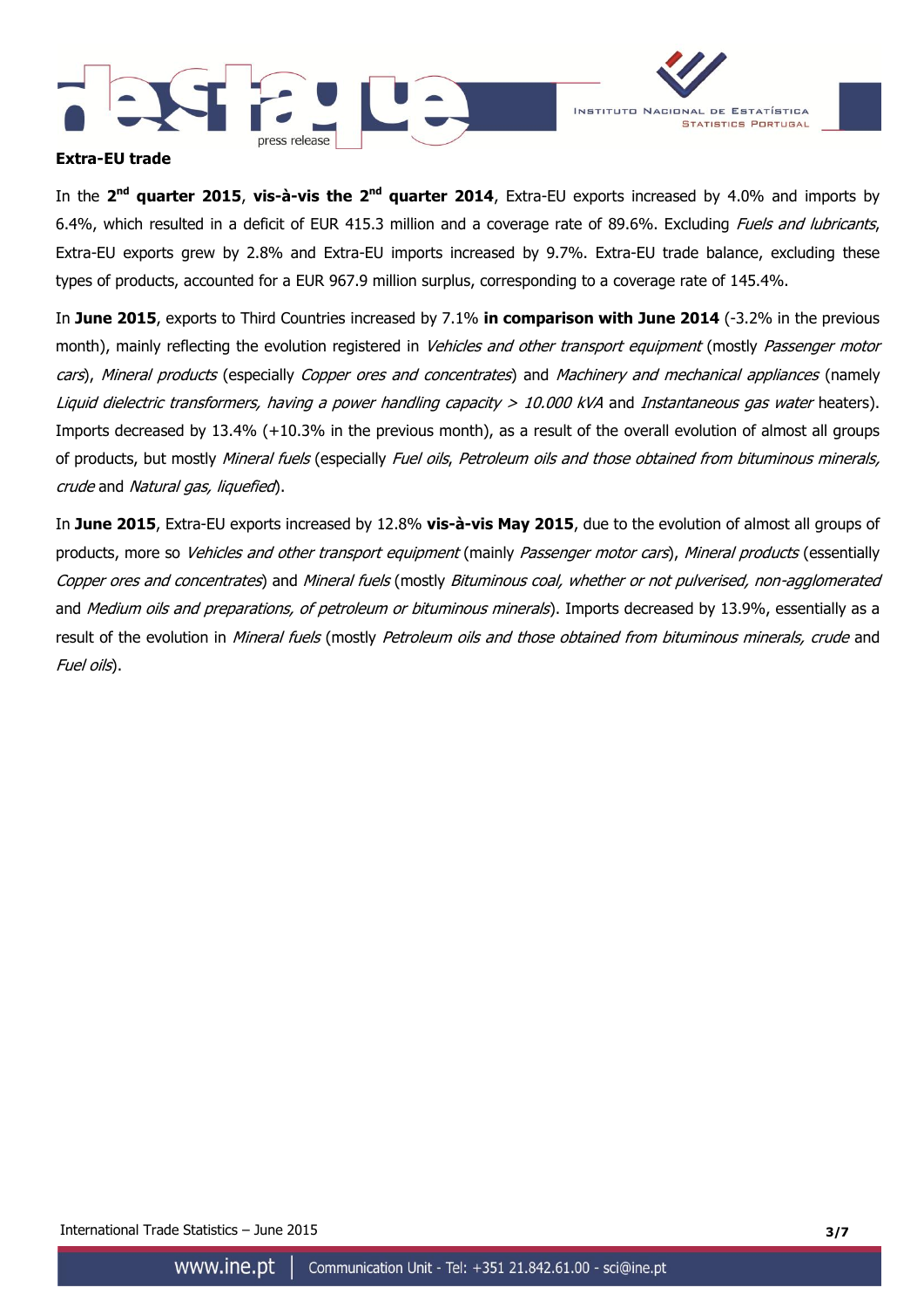**Extra-EU trade**

In the **2nd quarter 2015**, **vis-à-vis the 2nd quarter 2014**, Extra-EU exports increased by 4.0% and imports by 6.4%, which resulted in a deficit of EUR 415.3 million and a coverage rate of 89.6%. Excluding *Fuels and lubricants*, Extra-EU exports grew by 2.8% and Extra-EU imports increased by 9.7%. Extra-EU trade balance, excluding these types of products, accounted for a EUR 967.9 million surplus, corresponding to a coverage rate of 145.4%.

In **June 2015**, exports to Third Countries increased by 7.1% **in comparison with June 2014** (-3.2% in the previous month), mainly reflecting the evolution registered in *Vehicles and other transport equipment* (mostly *Passenger motor cars*), *Mineral products* (especially *Copper ores and concentrates*) and *Machinery and mechanical appliances* (namely *Liquid dielectric transformers, having a power handling capacity > 10.000 kVA* and *Instantaneous gas water* heaters). Imports decreased by 13.4% (+10.3% in the previous month), as a result of the overall evolution of almost all groups of products, but mostly *Mineral fuels* (especially *Fuel oils*, *Petroleum oils and those obtained from bituminous minerals, crude* and *Natural gas, liquefied*).

In **June 2015**, Extra-EU exports increased by 12.8% **vis-à-vis May 2015**, due to the evolution of almost all groups of products, more so *Vehicles and other transport equipment* (mainly *Passenger motor cars*), *Mineral products* (essentially *Copper ores and concentrates*) and *Mineral fuels* (mostly *Bituminous coal, whether or not pulverised, non-agglomerated* and *Medium oils and preparations, of petroleum or bituminous minerals*). Imports decreased by 13.9%, essentially as a result of the evolution in *Mineral fuels* (mostly *Petroleum oils and those obtained from bituminous minerals, crude* and *Fuel oils*).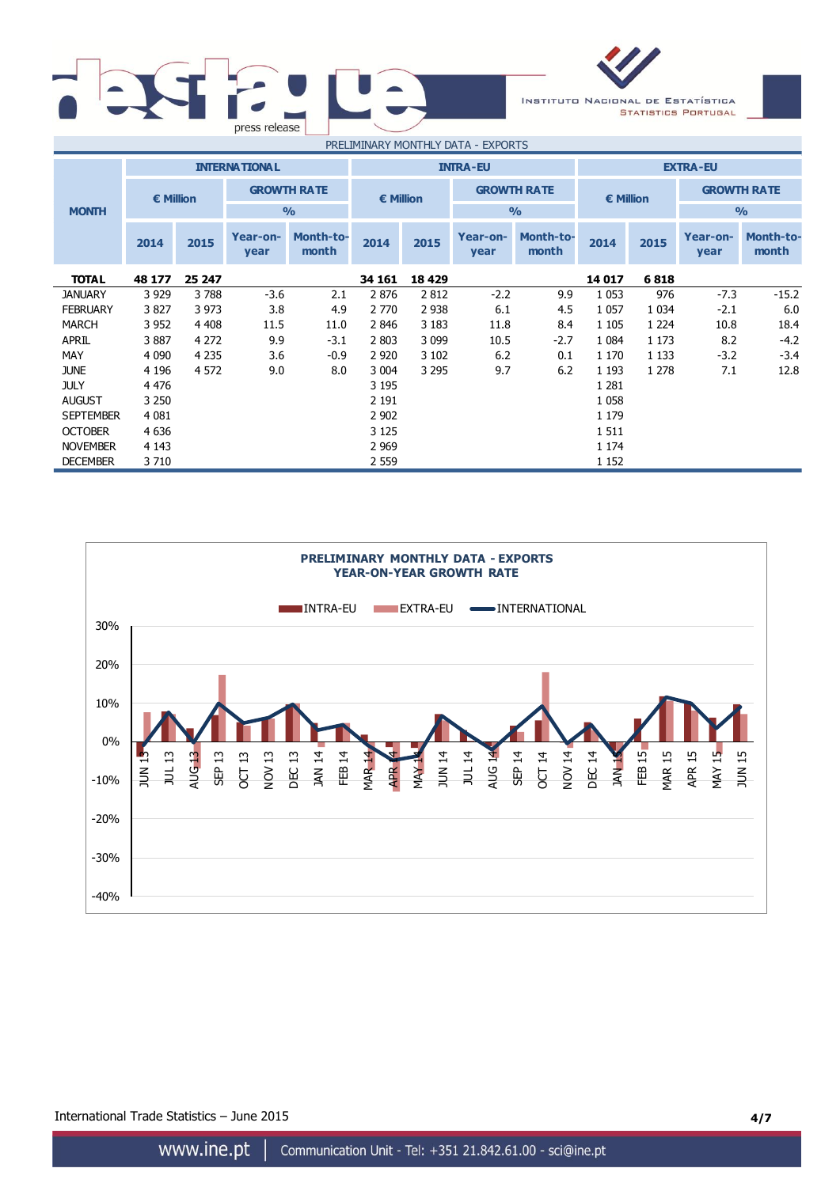## PRELIMINARY MONTHLY DATA - EXPORTS

| MONTH | INTERNATIONAL | | | | INTRA-EU | | | | EXTRA-EU | | | |
|---|---|---|---|---|---|---|---|---|---|---|---|---|
| | € Million | | GROWTH RATE % | | € Million | | GROWTH RATE % | | € Million | | GROWTH RATE % | |
| | 2014 | 2015 | Year-on-year | Month-to-month | 2014 | 2015 | Year-on-year | Month-to-month | 2014 | 2015 | Year-on-year | Month-to-month |
| **TOTAL** | **48 177** | **25 247** | | | **34 161** | **18 429** | | | **14 017** | **6 818** | | |
| JANUARY | 3 929 | 3 788 | -3.6 | 2.1 | 2 876 | 2 812 | -2.2 | 9.9 | 1 053 | 976 | -7.3 | -15.2 |
| FEBRUARY | 3 827 | 3 973 | 3.8 | 4.9 | 2 770 | 2 938 | 6.1 | 4.5 | 1 057 | 1 034 | -2.1 | 6.0 |
| MARCH | 3 952 | 4 408 | 11.5 | 11.0 | 2 846 | 3 183 | 11.8 | 8.4 | 1 105 | 1 224 | 10.8 | 18.4 |
| APRIL | 3 887 | 4 272 | 9.9 | -3.1 | 2 803 | 3 099 | 10.5 | -2.7 | 1 084 | 1 173 | 8.2 | -4.2 |
| MAY | 4 090 | 4 235 | 3.6 | -0.9 | 2 920 | 3 102 | 6.2 | 0.1 | 1 170 | 1 133 | -3.2 | -3.4 |
| JUNE | 4 196 | 4 572 | 9.0 | 8.0 | 3 004 | 3 295 | 9.7 | 6.2 | 1 193 | 1 278 | 7.1 | 12.8 |
| JULY | 4 476 | | | | 3 195 | | | | 1 281 | | | |
| AUGUST | 3 250 | | | | 2 191 | | | | 1 058 | | | |
| SEPTEMBER | 4 081 | | | | 2 902 | | | | 1 179 | | | |
| OCTOBER | 4 636 | | | | 3 125 | | | | 1 511 | | | |
| NOVEMBER | 4 143 | | | | 2 969 | | | | 1 174 | | | |
| DECEMBER | 3 710 | | | | 2 559 | | | | 1 152 | | | |

**PRELIMINARY MONTHLY DATA - EXPORTS**
**YEAR-ON-YEAR GROWTH RATE**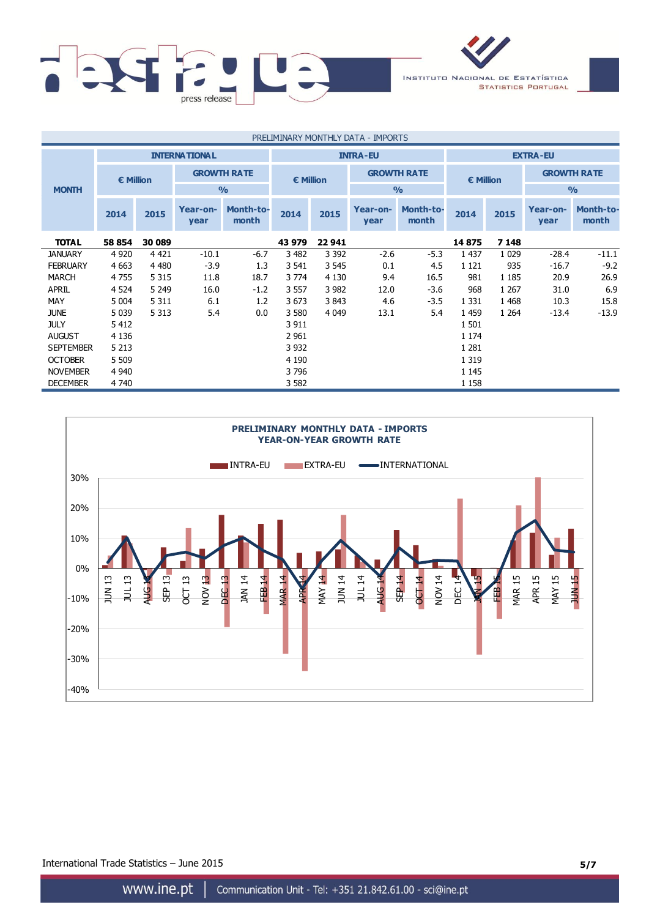PRELIMINARY MONTHLY DATA - IMPORTS

| MONTH | INTERNATIONAL | | | | INTRA-EU | | | | EXTRA-EU | | | |
|---|---|---|---|---|---|---|---|---|---|---|---|---|
| | € Million | | GROWTH RATE % | | € Million | | GROWTH RATE % | | € Million | | GROWTH RATE % | |
| | 2014 | 2015 | Year-on-year | Month-to-month | 2014 | 2015 | Year-on-year | Month-to-month | 2014 | 2015 | Year-on-year | Month-to-month |
| **TOTAL** | **58 854** | **30 089** | | | **43 979** | **22 941** | | | **14 875** | **7 148** | | |
| JANUARY | 4 920 | 4 421 | -10.1 | -6.7 | 3 482 | 3 392 | -2.6 | -5.3 | 1 437 | 1 029 | -28.4 | -11.1 |
| FEBRUARY | 4 663 | 4 480 | -3.9 | 1.3 | 3 541 | 3 545 | 0.1 | 4.5 | 1 121 | 935 | -16.7 | -9.2 |
| MARCH | 4 755 | 5 315 | 11.8 | 18.7 | 3 774 | 4 130 | 9.4 | 16.5 | 981 | 1 185 | 20.9 | 26.9 |
| APRIL | 4 524 | 5 249 | 16.0 | -1.2 | 3 557 | 3 982 | 12.0 | -3.6 | 968 | 1 267 | 31.0 | 6.9 |
| MAY | 5 004 | 5 311 | 6.1 | 1.2 | 3 673 | 3 843 | 4.6 | -3.5 | 1 331 | 1 468 | 10.3 | 15.8 |
| JUNE | 5 039 | 5 313 | 5.4 | 0.0 | 3 580 | 4 049 | 13.1 | 5.4 | 1 459 | 1 264 | -13.4 | -13.9 |
| JULY | 5 412 | | | | 3 911 | | | | 1 501 | | | |
| AUGUST | 4 136 | | | | 2 961 | | | | 1 174 | | | |
| SEPTEMBER | 5 213 | | | | 3 932 | | | | 1 281 | | | |
| OCTOBER | 5 509 | | | | 4 190 | | | | 1 319 | | | |
| NOVEMBER | 4 940 | | | | 3 796 | | | | 1 145 | | | |
| DECEMBER | 4 740 | | | | 3 582 | | | | 1 158 | | | |

PRELIMINARY MONTHLY DATA - IMPORTS
YEAR-ON-YEAR GROWTH RATE

International Trade Statistics – June 2015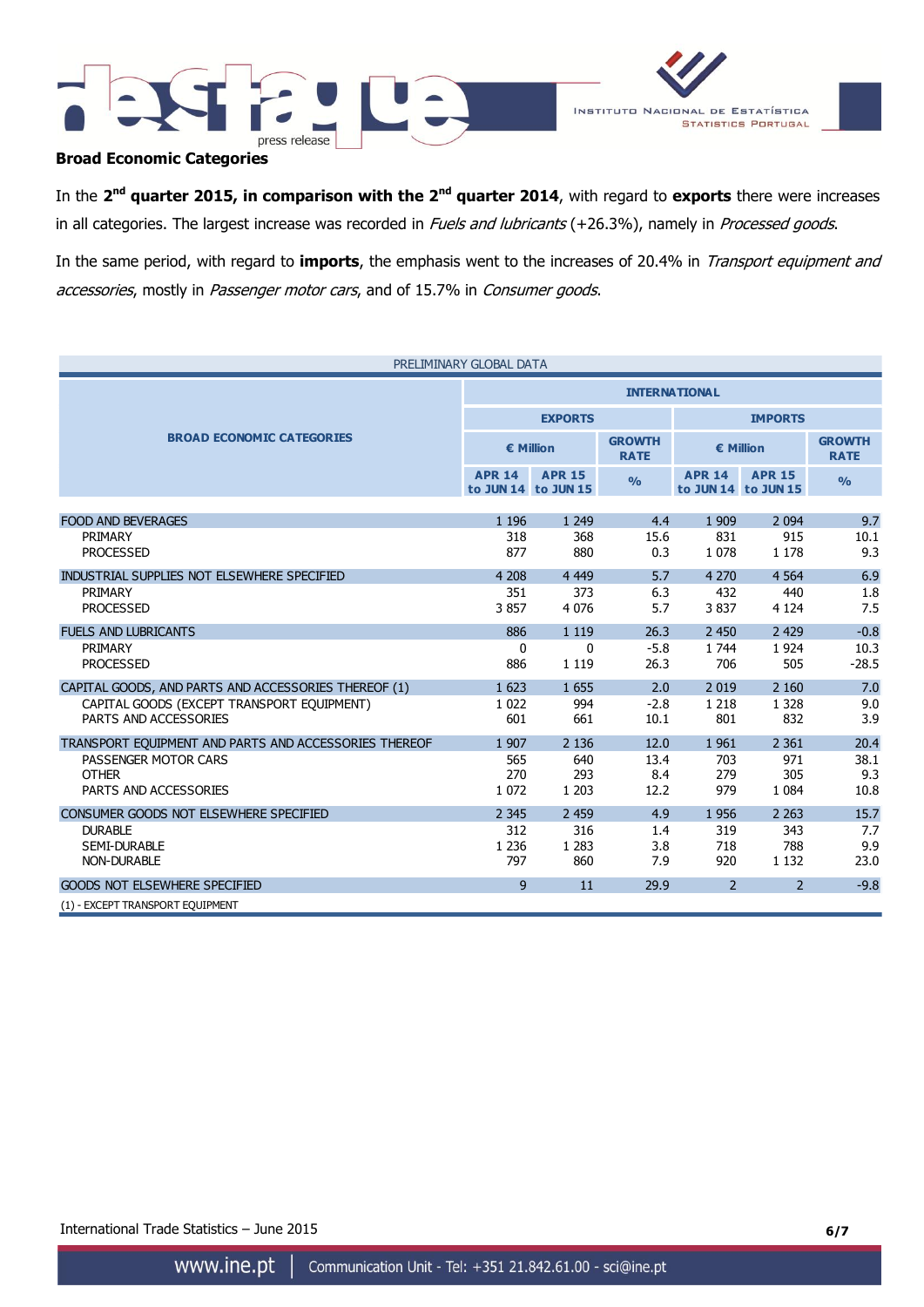## Broad Economic Categories

In the **2nd quarter 2015, in comparison with the 2nd quarter 2014**, with regard to **exports** there were increases in all categories. The largest increase was recorded in *Fuels and lubricants* (+26.3%), namely in *Processed goods*.

In the same period, with regard to **imports**, the emphasis went to the increases of 20.4% in *Transport equipment and accessories*, mostly in *Passenger motor cars*, and of 15.7% in *Consumer goods*.

PRELIMINARY GLOBAL DATA

| BROAD ECONOMIC CATEGORIES | INTERNATIONAL | | | | | |
|---|---|---|---|---|---|---|
| | EXPORTS | | | IMPORTS | | |
| | € Million | | GROWTH RATE | € Million | | GROWTH RATE |
| | APR 14 to JUN 14 | APR 15 to JUN 15 | % | APR 14 to JUN 14 | APR 15 to JUN 15 | % |
| FOOD AND BEVERAGES | 1 196 | 1 249 | 4.4 | 1 909 | 2 094 | 9.7 |
| PRIMARY | 318 | 368 | 15.6 | 831 | 915 | 10.1 |
| PROCESSED | 877 | 880 | 0.3 | 1 078 | 1 178 | 9.3 |
| INDUSTRIAL SUPPLIES NOT ELSEWHERE SPECIFIED | 4 208 | 4 449 | 5.7 | 4 270 | 4 564 | 6.9 |
| PRIMARY | 351 | 373 | 6.3 | 432 | 440 | 1.8 |
| PROCESSED | 3 857 | 4 076 | 5.7 | 3 837 | 4 124 | 7.5 |
| FUELS AND LUBRICANTS | 886 | 1 119 | 26.3 | 2 450 | 2 429 | -0.8 |
| PRIMARY | 0 | 0 | -5.8 | 1 744 | 1 924 | 10.3 |
| PROCESSED | 886 | 1 119 | 26.3 | 706 | 505 | -28.5 |
| CAPITAL GOODS, AND PARTS AND ACCESSORIES THEREOF (1) | 1 623 | 1 655 | 2.0 | 2 019 | 2 160 | 7.0 |
| CAPITAL GOODS (EXCEPT TRANSPORT EQUIPMENT) | 1 022 | 994 | -2.8 | 1 218 | 1 328 | 9.0 |
| PARTS AND ACCESSORIES | 601 | 661 | 10.1 | 801 | 832 | 3.9 |
| TRANSPORT EQUIPMENT AND PARTS AND ACCESSORIES THEREOF | 1 907 | 2 136 | 12.0 | 1 961 | 2 361 | 20.4 |
| PASSENGER MOTOR CARS | 565 | 640 | 13.4 | 703 | 971 | 38.1 |
| OTHER | 270 | 293 | 8.4 | 279 | 305 | 9.3 |
| PARTS AND ACCESSORIES | 1 072 | 1 203 | 12.2 | 979 | 1 084 | 10.8 |
| CONSUMER GOODS NOT ELSEWHERE SPECIFIED | 2 345 | 2 459 | 4.9 | 1 956 | 2 263 | 15.7 |
| DURABLE | 312 | 316 | 1.4 | 319 | 343 | 7.7 |
| SEMI-DURABLE | 1 236 | 1 283 | 3.8 | 718 | 788 | 9.9 |
| NON-DURABLE | 797 | 860 | 7.9 | 920 | 1 132 | 23.0 |
| GOODS NOT ELSEWHERE SPECIFIED | 9 | 11 | 29.9 | 2 | 2 | -9.8 |

(1) - EXCEPT TRANSPORT EQUIPMENT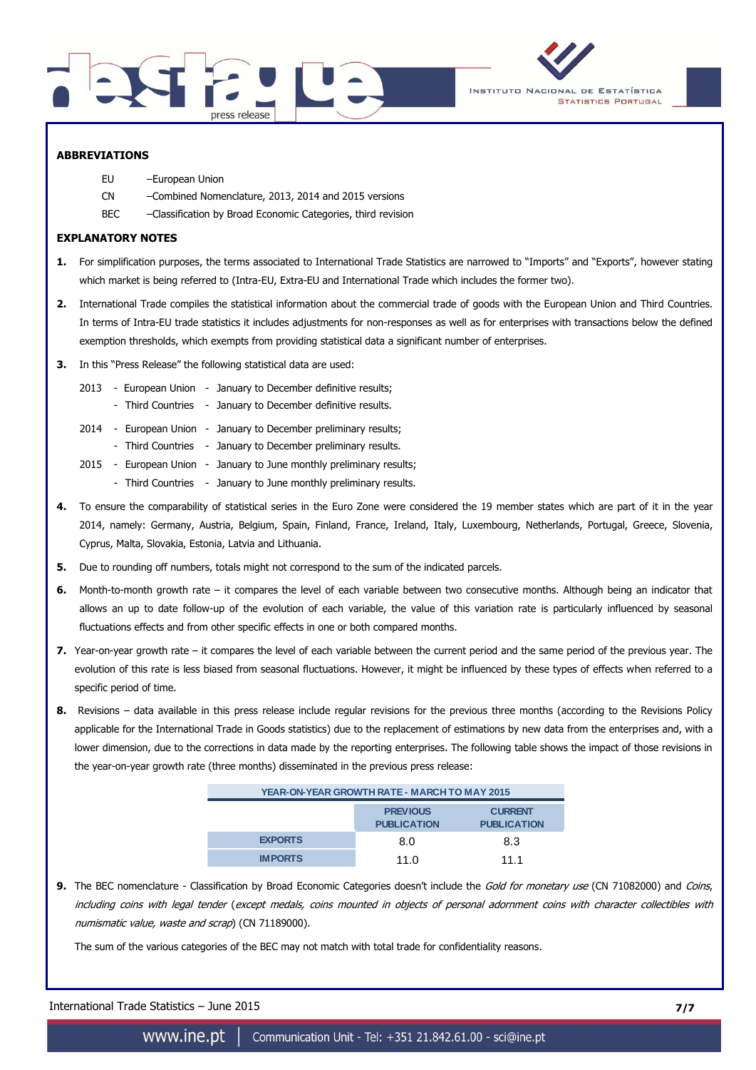## ABBREVIATIONS

EU –European Union

CN –Combined Nomenclature, 2013, 2014 and 2015 versions

BEC –Classification by Broad Economic Categories, third revision

## EXPLANATORY NOTES

1. For simplification purposes, the terms associated to International Trade Statistics are narrowed to "Imports" and "Exports", however stating which market is being referred to (Intra-EU, Extra-EU and International Trade which includes the former two).

2. International Trade compiles the statistical information about the commercial trade of goods with the European Union and Third Countries. In terms of Intra-EU trade statistics it includes adjustments for non-responses as well as for enterprises with transactions below the defined exemption thresholds, which exempts from providing statistical data a significant number of enterprises.

3. In this "Press Release" the following statistical data are used:

   2013 - European Union - January to December definitive results;
   - Third Countries - January to December definitive results.

   2014 - European Union - January to December preliminary results;
   - Third Countries - January to December preliminary results.

   2015 - European Union - January to June monthly preliminary results;
   - Third Countries - January to June monthly preliminary results.

4. To ensure the comparability of statistical series in the Euro Zone were considered the 19 member states which are part of it in the year 2014, namely: Germany, Austria, Belgium, Spain, Finland, France, Ireland, Italy, Luxembourg, Netherlands, Portugal, Greece, Slovenia, Cyprus, Malta, Slovakia, Estonia, Latvia and Lithuania.

5. Due to rounding off numbers, totals might not correspond to the sum of the indicated parcels.

6. Month-to-month growth rate – it compares the level of each variable between two consecutive months. Although being an indicator that allows an up to date follow-up of the evolution of each variable, the value of this variation rate is particularly influenced by seasonal fluctuations effects and from other specific effects in one or both compared months.

7. Year-on-year growth rate – it compares the level of each variable between the current period and the same period of the previous year. The evolution of this rate is less biased from seasonal fluctuations. However, it might be influenced by these types of effects when referred to a specific period of time.

8. Revisions – data available in this press release include regular revisions for the previous three months (according to the Revisions Policy applicable for the International Trade in Goods statistics) due to the replacement of estimations by new data from the enterprises and, with a lower dimension, due to the corrections in data made by the reporting enterprises. The following table shows the impact of those revisions in the year-on-year growth rate (three months) disseminated in the previous press release:

| YEAR-ON-YEAR GROWTH RATE - MARCH TO MAY 2015 | | |
|---|---|---|
| | PREVIOUS PUBLICATION | CURRENT PUBLICATION |
| EXPORTS | 8.0 | 8.3 |
| IMPORTS | 11.0 | 11.1 |

9. The BEC nomenclature - Classification by Broad Economic Categories doesn't include the *Gold for monetary use* (CN 71082000) and *Coins, including coins with legal tender* (*except medals, coins mounted in objects of personal adornment coins with character collectibles with numismatic value, waste and scrap*) (CN 71189000).

   The sum of the various categories of the BEC may not match with total trade for confidentiality reasons.